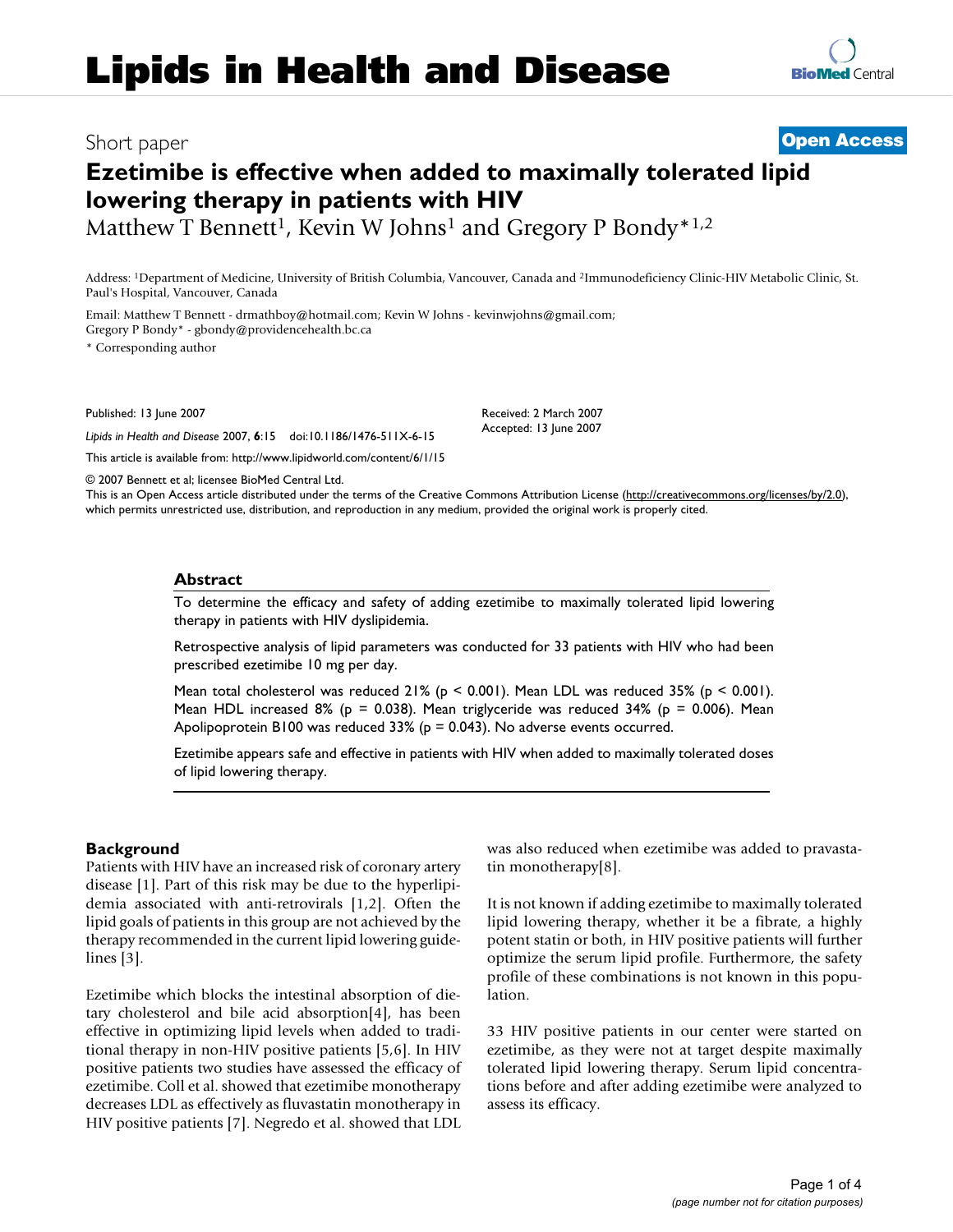Short paper **Open Access**

# Ezetimibe is effective when added to maximally tolerated lipid lowering therapy in patients with HIV

Matthew T Bennett[1], Kevin W Johns[1] and Gregory P Bondy*[1,2]

Address: [1]Department of Medicine, University of British Columbia, Vancouver, Canada and [2]Immunodeficiency Clinic-HIV Metabolic Clinic, St. Paul's Hospital, Vancouver, Canada

Email: Matthew T Bennett - drmathboy@hotmail.com; Kevin W Johns - kevinwjohns@gmail.com; Gregory P Bondy* - gbondy@providencehealth.bc.ca

* Corresponding author

Published: 13 June 2007

*Lipids in Health and Disease* 2007, **6**:15 doi:10.1186/1476-511X-6-15

This article is available from: http://www.lipidworld.com/content/6/1/15

Received: 2 March 2007
Accepted: 13 June 2007

© 2007 Bennett et al; licensee BioMed Central Ltd.
This is an Open Access article distributed under the terms of the Creative Commons Attribution License (http://creativecommons.org/licenses/by/2.0), which permits unrestricted use, distribution, and reproduction in any medium, provided the original work is properly cited.

## Abstract

To determine the efficacy and safety of adding ezetimibe to maximally tolerated lipid lowering therapy in patients with HIV dyslipidemia.

Retrospective analysis of lipid parameters was conducted for 33 patients with HIV who had been prescribed ezetimibe 10 mg per day.

Mean total cholesterol was reduced 21% ($p < 0.001$). Mean LDL was reduced 35% ($p < 0.001$). Mean HDL increased 8% ($p = 0.038$). Mean triglyceride was reduced 34% ($p = 0.006$). Mean Apolipoprotein B100 was reduced 33% ($p = 0.043$). No adverse events occurred.

Ezetimibe appears safe and effective in patients with HIV when added to maximally tolerated doses of lipid lowering therapy.

## Background

Patients with HIV have an increased risk of coronary artery disease [1]. Part of this risk may be due to the hyperlipidemia associated with anti-retrovirals [1,2]. Often the lipid goals of patients in this group are not achieved by the therapy recommended in the current lipid lowering guidelines [3].

Ezetimibe which blocks the intestinal absorption of dietary cholesterol and bile acid absorption[4], has been effective in optimizing lipid levels when added to traditional therapy in non-HIV positive patients [5,6]. In HIV positive patients two studies have assessed the efficacy of ezetimibe. Coll et al. showed that ezetimibe monotherapy decreases LDL as effectively as fluvastatin monotherapy in HIV positive patients [7]. Negredo et al. showed that LDL was also reduced when ezetimibe was added to pravastatin monotherapy[8].

It is not known if adding ezetimibe to maximally tolerated lipid lowering therapy, whether it be a fibrate, a highly potent statin or both, in HIV positive patients will further optimize the serum lipid profile. Furthermore, the safety profile of these combinations is not known in this population.

33 HIV positive patients in our center were started on ezetimibe, as they were not at target despite maximally tolerated lipid lowering therapy. Serum lipid concentrations before and after adding ezetimibe were analyzed to assess its efficacy.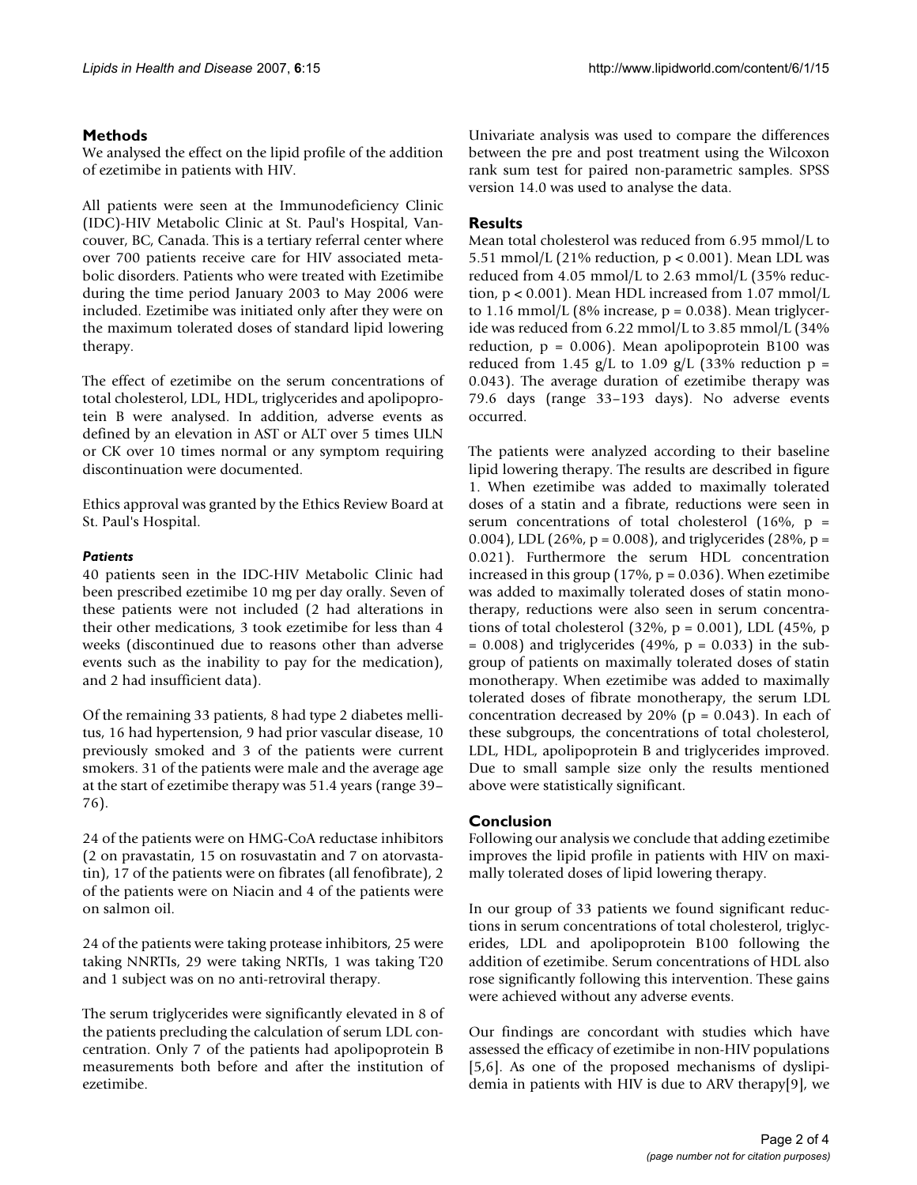## Methods

We analysed the effect on the lipid profile of the addition of ezetimibe in patients with HIV.

All patients were seen at the Immunodeficiency Clinic (IDC)-HIV Metabolic Clinic at St. Paul's Hospital, Vancouver, BC, Canada. This is a tertiary referral center where over 700 patients receive care for HIV associated metabolic disorders. Patients who were treated with Ezetimibe during the time period January 2003 to May 2006 were included. Ezetimibe was initiated only after they were on the maximum tolerated doses of standard lipid lowering therapy.

The effect of ezetimibe on the serum concentrations of total cholesterol, LDL, HDL, triglycerides and apolipoprotein B were analysed. In addition, adverse events as defined by an elevation in AST or ALT over 5 times ULN or CK over 10 times normal or any symptom requiring discontinuation were documented.

Ethics approval was granted by the Ethics Review Board at St. Paul's Hospital.

### *Patients*

40 patients seen in the IDC-HIV Metabolic Clinic had been prescribed ezetimibe 10 mg per day orally. Seven of these patients were not included (2 had alterations in their other medications, 3 took ezetimibe for less than 4 weeks (discontinued due to reasons other than adverse events such as the inability to pay for the medication), and 2 had insufficient data).

Of the remaining 33 patients, 8 had type 2 diabetes mellitus, 16 had hypertension, 9 had prior vascular disease, 10 previously smoked and 3 of the patients were current smokers. 31 of the patients were male and the average age at the start of ezetimibe therapy was 51.4 years (range 39–76).

24 of the patients were on HMG-CoA reductase inhibitors (2 on pravastatin, 15 on rosuvastatin and 7 on atorvastatin), 17 of the patients were on fibrates (all fenofibrate), 2 of the patients were on Niacin and 4 of the patients were on salmon oil.

24 of the patients were taking protease inhibitors, 25 were taking NNRTIs, 29 were taking NRTIs, 1 was taking T20 and 1 subject was on no anti-retroviral therapy.

The serum triglycerides were significantly elevated in 8 of the patients precluding the calculation of serum LDL concentration. Only 7 of the patients had apolipoprotein B measurements both before and after the institution of ezetimibe.

Univariate analysis was used to compare the differences between the pre and post treatment using the Wilcoxon rank sum test for paired non-parametric samples. SPSS version 14.0 was used to analyse the data.

## Results

Mean total cholesterol was reduced from 6.95 mmol/L to 5.51 mmol/L (21% reduction, $p < 0.001$). Mean LDL was reduced from 4.05 mmol/L to 2.63 mmol/L (35% reduction, $p < 0.001$). Mean HDL increased from 1.07 mmol/L to 1.16 mmol/L (8% increase, $p = 0.038$). Mean triglyceride was reduced from 6.22 mmol/L to 3.85 mmol/L (34% reduction, $p = 0.006$). Mean apolipoprotein B100 was reduced from 1.45 g/L to 1.09 g/L (33% reduction $p = 0.043$). The average duration of ezetimibe therapy was 79.6 days (range 33–193 days). No adverse events occurred.

The patients were analyzed according to their baseline lipid lowering therapy. The results are described in figure 1. When ezetimibe was added to maximally tolerated doses of a statin and a fibrate, reductions were seen in serum concentrations of total cholesterol (16%, $p = 0.004$), LDL (26%, $p = 0.008$), and triglycerides (28%, $p = 0.021$). Furthermore the serum HDL concentration increased in this group (17%, $p = 0.036$). When ezetimibe was added to maximally tolerated doses of statin monotherapy, reductions were also seen in serum concentrations of total cholesterol (32%, $p = 0.001$), LDL (45%, $p = 0.008$) and triglycerides (49%, $p = 0.033$) in the subgroup of patients on maximally tolerated doses of statin monotherapy. When ezetimibe was added to maximally tolerated doses of fibrate monotherapy, the serum LDL concentration decreased by 20% ($p = 0.043$). In each of these subgroups, the concentrations of total cholesterol, LDL, HDL, apolipoprotein B and triglycerides improved. Due to small sample size only the results mentioned above were statistically significant.

## Conclusion

Following our analysis we conclude that adding ezetimibe improves the lipid profile in patients with HIV on maximally tolerated doses of lipid lowering therapy.

In our group of 33 patients we found significant reductions in serum concentrations of total cholesterol, triglycerides, LDL and apolipoprotein B100 following the addition of ezetimibe. Serum concentrations of HDL also rose significantly following this intervention. These gains were achieved without any adverse events.

Our findings are concordant with studies which have assessed the efficacy of ezetimibe in non-HIV populations [5,6]. As one of the proposed mechanisms of dyslipidemia in patients with HIV is due to ARV therapy[9], we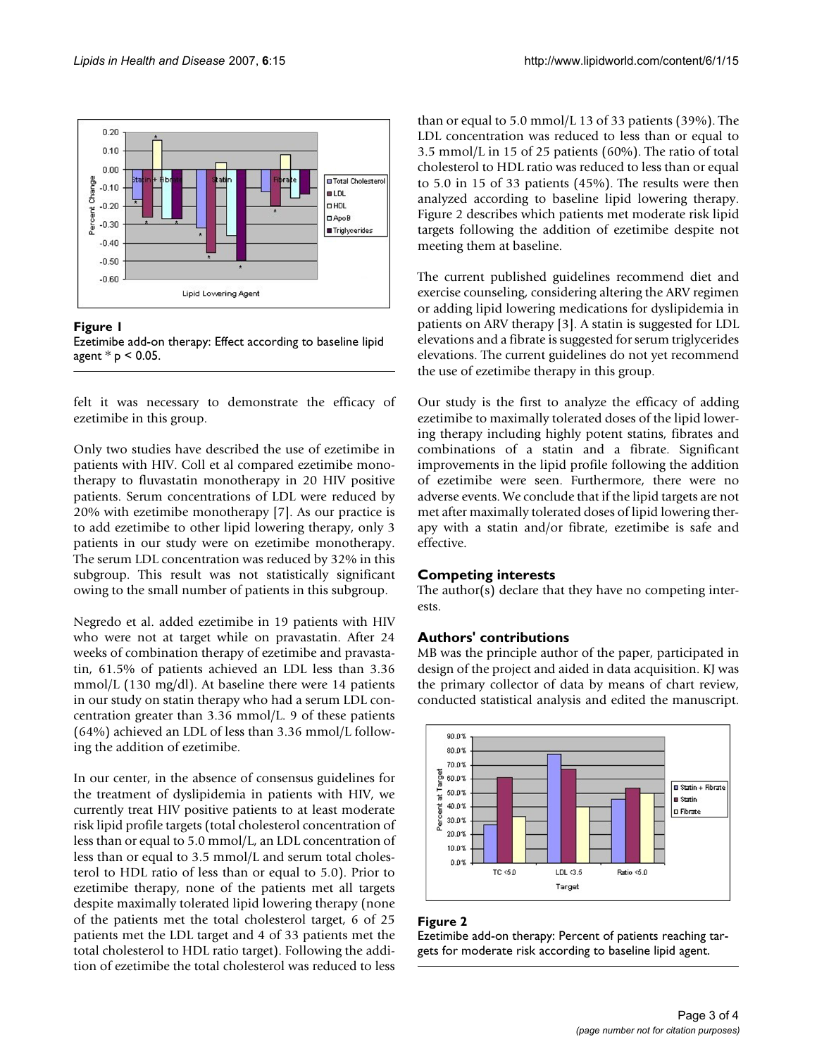Figure 1
Ezetimibe add-on therapy: Effect according to baseline lipid agent * $p < 0.05$.

felt it was necessary to demonstrate the efficacy of ezetimibe in this group.

Only two studies have described the use of ezetimibe in patients with HIV. Coll et al compared ezetimibe monotherapy to fluvastatin monotherapy in 20 HIV positive patients. Serum concentrations of LDL were reduced by 20% with ezetimibe monotherapy [7]. As our practice is to add ezetimibe to other lipid lowering therapy, only 3 patients in our study were on ezetimibe monotherapy. The serum LDL concentration was reduced by 32% in this subgroup. This result was not statistically significant owing to the small number of patients in this subgroup.

Negredo et al. added ezetimibe in 19 patients with HIV who were not at target while on pravastatin. After 24 weeks of combination therapy of ezetimibe and pravastatin, 61.5% of patients achieved an LDL less than 3.36 mmol/L (130 mg/dl). At baseline there were 14 patients in our study on statin therapy who had a serum LDL concentration greater than 3.36 mmol/L. 9 of these patients (64%) achieved an LDL of less than 3.36 mmol/L following the addition of ezetimibe.

In our center, in the absence of consensus guidelines for the treatment of dyslipidemia in patients with HIV, we currently treat HIV positive patients to at least moderate risk lipid profile targets (total cholesterol concentration of less than or equal to 5.0 mmol/L, an LDL concentration of less than or equal to 3.5 mmol/L and serum total cholesterol to HDL ratio of less than or equal to 5.0). Prior to ezetimibe therapy, none of the patients met all targets despite maximally tolerated lipid lowering therapy (none of the patients met the total cholesterol target, 6 of 25 patients met the LDL target and 4 of 33 patients met the total cholesterol to HDL ratio target). Following the addition of ezetimibe the total cholesterol was reduced to less than or equal to 5.0 mmol/L 13 of 33 patients (39%). The LDL concentration was reduced to less than or equal to 3.5 mmol/L in 15 of 25 patients (60%). The ratio of total cholesterol to HDL ratio was reduced to less than or equal to 5.0 in 15 of 33 patients (45%). The results were then analyzed according to baseline lipid lowering therapy. Figure 2 describes which patients met moderate risk lipid targets following the addition of ezetimibe despite not meeting them at baseline.

The current published guidelines recommend diet and exercise counseling, considering altering the ARV regimen or adding lipid lowering medications for dyslipidemia in patients on ARV therapy [3]. A statin is suggested for LDL elevations and a fibrate is suggested for serum triglycerides elevations. The current guidelines do not yet recommend the use of ezetimibe therapy in this group.

Our study is the first to analyze the efficacy of adding ezetimibe to maximally tolerated doses of the lipid lowering therapy including highly potent statins, fibrates and combinations of a statin and a fibrate. Significant improvements in the lipid profile following the addition of ezetimibe were seen. Furthermore, there were no adverse events. We conclude that if the lipid targets are not met after maximally tolerated doses of lipid lowering therapy with a statin and/or fibrate, ezetimibe is safe and effective.

## Competing interests

The author(s) declare that they have no competing interests.

## Authors' contributions

MB was the principle author of the paper, participated in design of the project and aided in data acquisition. KJ was the primary collector of data by means of chart review, conducted statistical analysis and edited the manuscript.

Figure 2
Ezetimibe add-on therapy: Percent of patients reaching targets for moderate risk according to baseline lipid agent.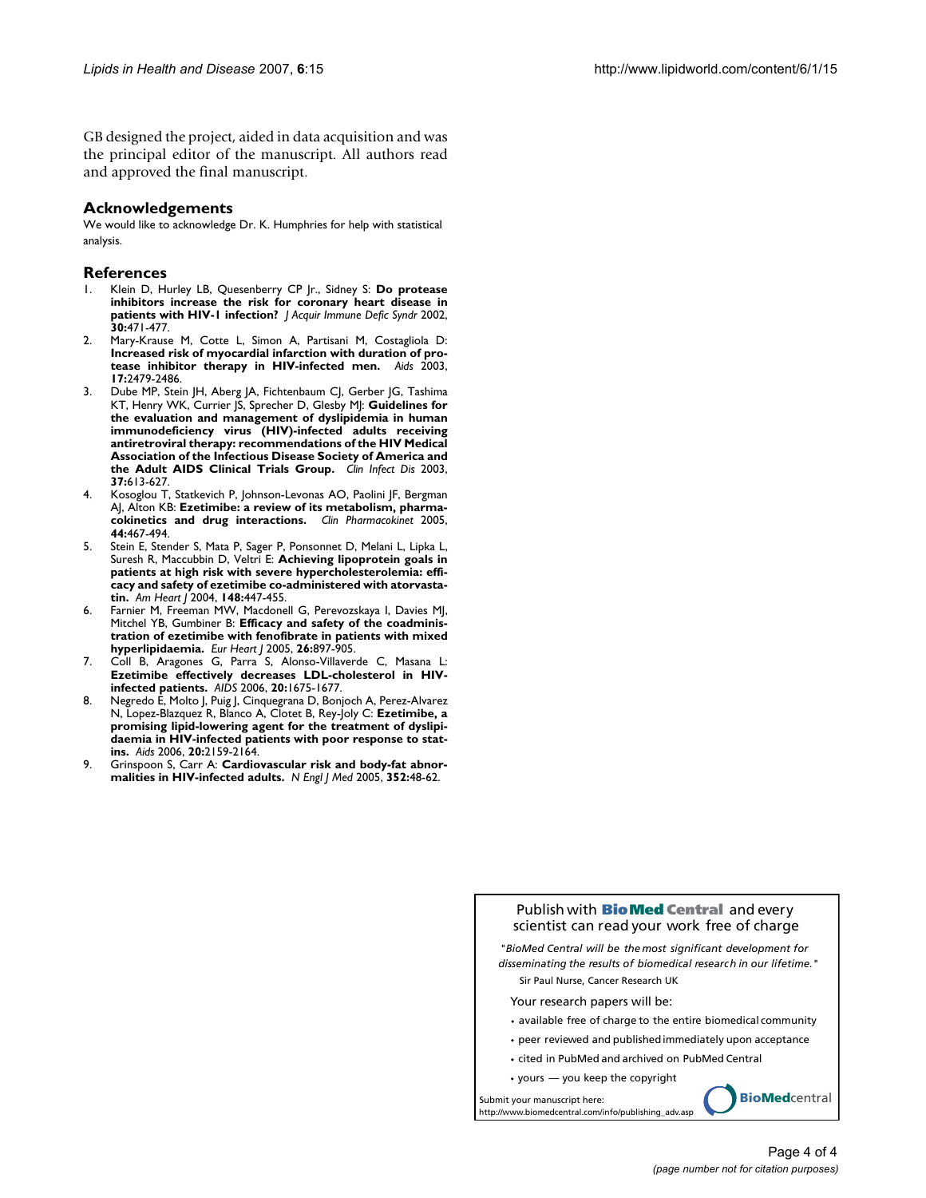GB designed the project, aided in data acquisition and was the principal editor of the manuscript. All authors read and approved the final manuscript.

## Acknowledgements

We would like to acknowledge Dr. K. Humphries for help with statistical analysis.

## References

1. Klein D, Hurley LB, Quesenberry CP Jr., Sidney S: **Do protease inhibitors increase the risk for coronary heart disease in patients with HIV-1 infection?** *J Acquir Immune Defic Syndr* 2002, **30:**471-477.
2. Mary-Krause M, Cotte L, Simon A, Partisani M, Costagliola D: **Increased risk of myocardial infarction with duration of protease inhibitor therapy in HIV-infected men.** *Aids* 2003, **17:**2479-2486.
3. Dube MP, Stein JH, Aberg JA, Fichtenbaum CJ, Gerber JG, Tashima KT, Henry WK, Currier JS, Sprecher D, Glesby MJ: **Guidelines for the evaluation and management of dyslipidemia in human immunodeficiency virus (HIV)-infected adults receiving antiretroviral therapy: recommendations of the HIV Medical Association of the Infectious Disease Society of America and the Adult AIDS Clinical Trials Group.** *Clin Infect Dis* 2003, **37:**613-627.
4. Kosoglou T, Statkevich P, Johnson-Levonas AO, Paolini JF, Bergman AJ, Alton KB: **Ezetimibe: a review of its metabolism, pharmacokinetics and drug interactions.** *Clin Pharmacokinet* 2005, **44:**467-494.
5. Stein E, Stender S, Mata P, Sager P, Ponsonnet D, Melani L, Lipka L, Suresh R, Maccubbin D, Veltri E: **Achieving lipoprotein goals in patients at high risk with severe hypercholesterolemia: efficacy and safety of ezetimibe co-administered with atorvastatin.** *Am Heart J* 2004, **148:**447-455.
6. Farnier M, Freeman MW, Macdonell G, Perevozskaya I, Davies MJ, Mitchel YB, Gumbiner B: **Efficacy and safety of the coadministration of ezetimibe with fenofibrate in patients with mixed hyperlipidaemia.** *Eur Heart J* 2005, **26:**897-905.
7. Coll B, Aragones G, Parra S, Alonso-Villaverde C, Masana L: **Ezetimibe effectively decreases LDL-cholesterol in HIV-infected patients.** *AIDS* 2006, **20:**1675-1677.
8. Negredo E, Molto J, Puig J, Cinquegrana D, Bonjoch A, Perez-Alvarez N, Lopez-Blazquez R, Blanco A, Clotet B, Rey-Joly C: **Ezetimibe, a promising lipid-lowering agent for the treatment of dyslipidaemia in HIV-infected patients with poor response to statins.** *Aids* 2006, **20:**2159-2164.
9. Grinspoon S, Carr A: **Cardiovascular risk and body-fat abnormalities in HIV-infected adults.** *N Engl J Med* 2005, **352:**48-62.

Publish with **BioMed Central** and every scientist can read your work free of charge

*"BioMed Central will be the most significant development for disseminating the results of biomedical research in our lifetime."*

Sir Paul Nurse, Cancer Research UK

Your research papers will be:

- available free of charge to the entire biomedical community
- peer reviewed and published immediately upon acceptance
- cited in PubMed and archived on PubMed Central
- yours — you keep the copyright

Submit your manuscript here:
http://www.biomedcentral.com/info/publishing_adv.asp

BioMedcentral